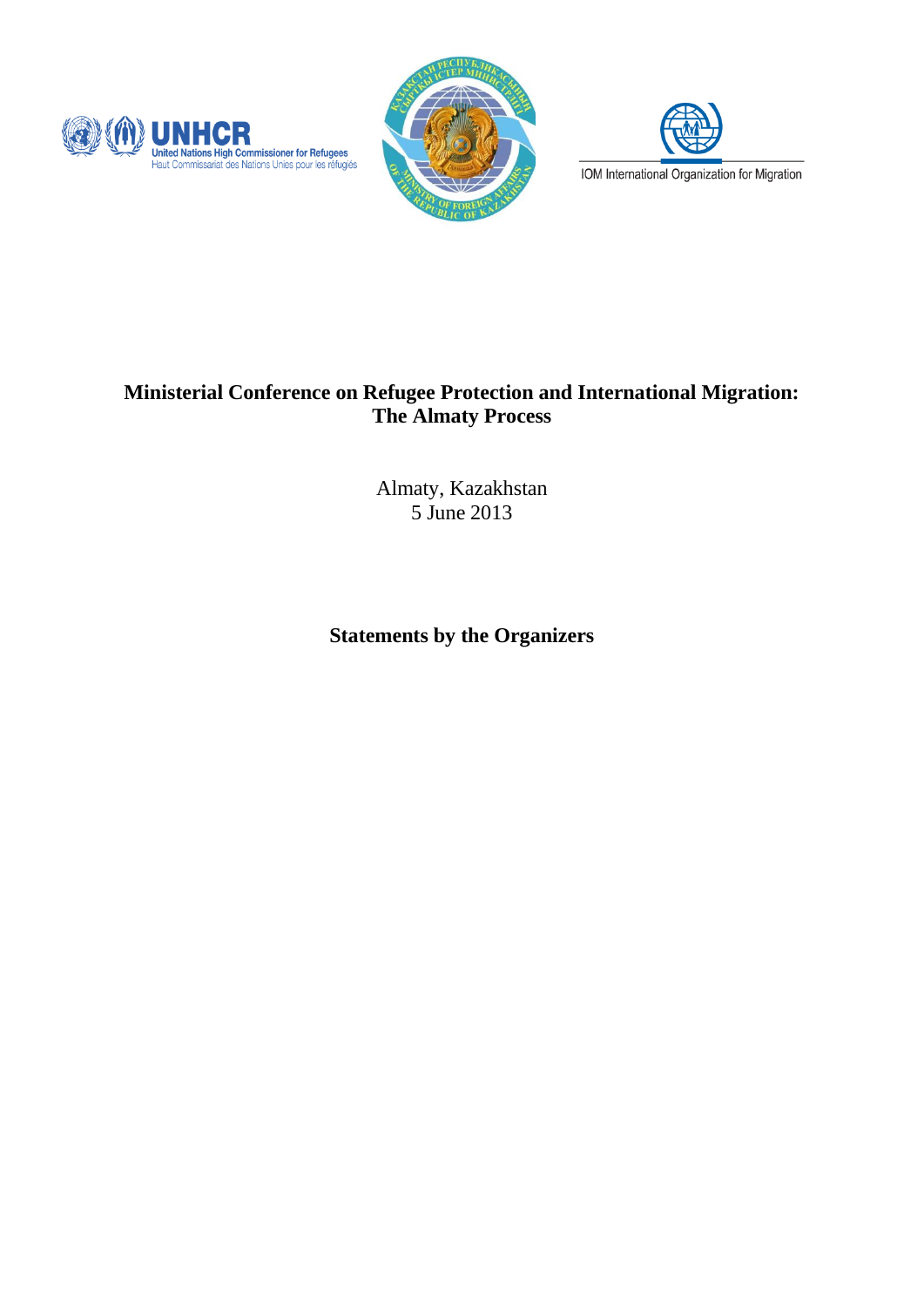# Ministerial Conference on Refugee Protection and International Migration: The Almaty Process

Almaty, Kazakhstan
5 June 2013

## Statements by the Organizers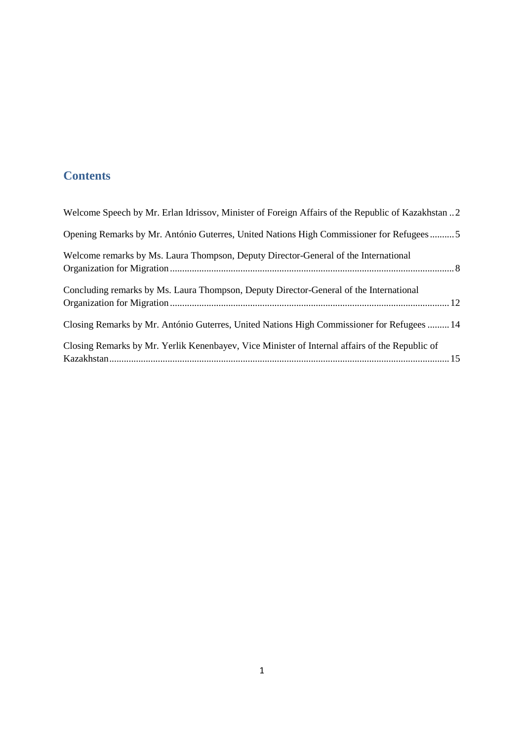## Contents

Welcome Speech by Mr. Erlan Idrissov, Minister of Foreign Affairs of the Republic of Kazakhstan .. 2

Opening Remarks by Mr. António Guterres, United Nations High Commissioner for Refugees .......... 5

Welcome remarks by Ms. Laura Thompson, Deputy Director-General of the International Organization for Migration ........ 8

Concluding remarks by Ms. Laura Thompson, Deputy Director-General of the International Organization for Migration ........ 12

Closing Remarks by Mr. António Guterres, United Nations High Commissioner for Refugees ......... 14

Closing Remarks by Mr. Yerlik Kenenbayev, Vice Minister of Internal affairs of the Republic of Kazakhstan ........ 15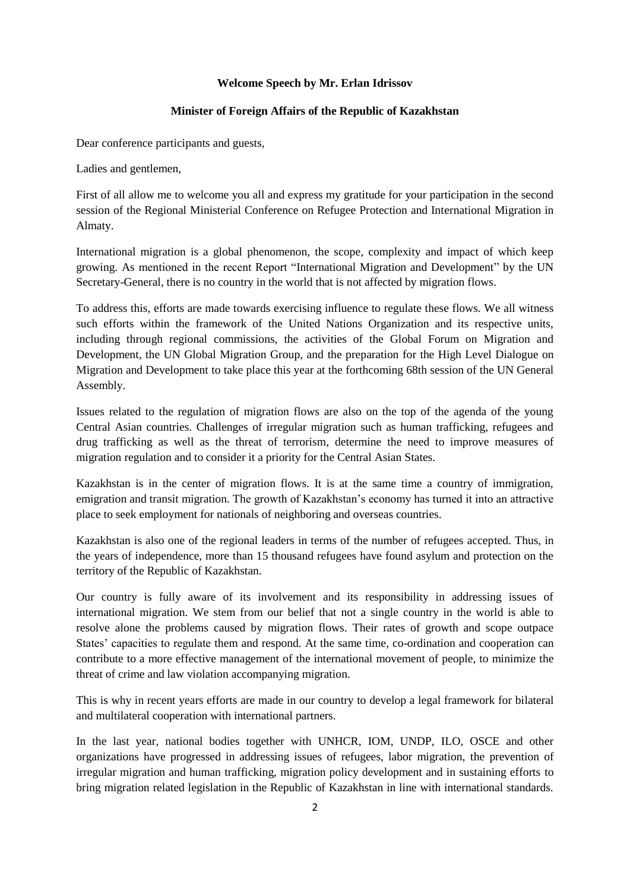**Welcome Speech by Mr. Erlan Idrissov**

**Minister of Foreign Affairs of the Republic of Kazakhstan**

Dear conference participants and guests,

Ladies and gentlemen,

First of all allow me to welcome you all and express my gratitude for your participation in the second session of the Regional Ministerial Conference on Refugee Protection and International Migration in Almaty.

International migration is a global phenomenon, the scope, complexity and impact of which keep growing. As mentioned in the recent Report "International Migration and Development" by the UN Secretary-General, there is no country in the world that is not affected by migration flows.

To address this, efforts are made towards exercising influence to regulate these flows. We all witness such efforts within the framework of the United Nations Organization and its respective units, including through regional commissions, the activities of the Global Forum on Migration and Development, the UN Global Migration Group, and the preparation for the High Level Dialogue on Migration and Development to take place this year at the forthcoming 68th session of the UN General Assembly.

Issues related to the regulation of migration flows are also on the top of the agenda of the young Central Asian countries. Challenges of irregular migration such as human trafficking, refugees and drug trafficking as well as the threat of terrorism, determine the need to improve measures of migration regulation and to consider it a priority for the Central Asian States.

Kazakhstan is in the center of migration flows. It is at the same time a country of immigration, emigration and transit migration. The growth of Kazakhstan's economy has turned it into an attractive place to seek employment for nationals of neighboring and overseas countries.

Kazakhstan is also one of the regional leaders in terms of the number of refugees accepted. Thus, in the years of independence, more than 15 thousand refugees have found asylum and protection on the territory of the Republic of Kazakhstan.

Our country is fully aware of its involvement and its responsibility in addressing issues of international migration. We stem from our belief that not a single country in the world is able to resolve alone the problems caused by migration flows. Their rates of growth and scope outpace States' capacities to regulate them and respond. At the same time, co-ordination and cooperation can contribute to a more effective management of the international movement of people, to minimize the threat of crime and law violation accompanying migration.

This is why in recent years efforts are made in our country to develop a legal framework for bilateral and multilateral cooperation with international partners.

In the last year, national bodies together with UNHCR, IOM, UNDP, ILO, OSCE and other organizations have progressed in addressing issues of refugees, labor migration, the prevention of irregular migration and human trafficking, migration policy development and in sustaining efforts to bring migration related legislation in the Republic of Kazakhstan in line with international standards.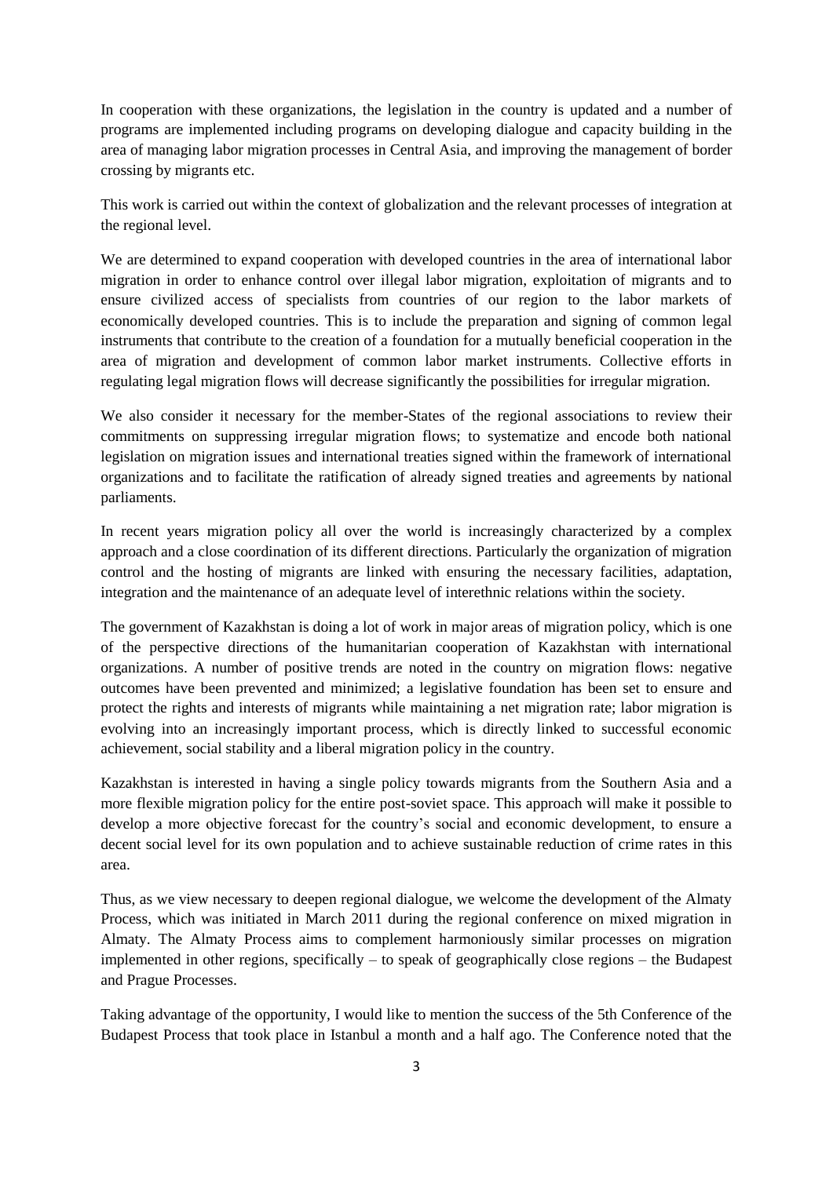In cooperation with these organizations, the legislation in the country is updated and a number of programs are implemented including programs on developing dialogue and capacity building in the area of managing labor migration processes in Central Asia, and improving the management of border crossing by migrants etc.

This work is carried out within the context of globalization and the relevant processes of integration at the regional level.

We are determined to expand cooperation with developed countries in the area of international labor migration in order to enhance control over illegal labor migration, exploitation of migrants and to ensure civilized access of specialists from countries of our region to the labor markets of economically developed countries. This is to include the preparation and signing of common legal instruments that contribute to the creation of a foundation for a mutually beneficial cooperation in the area of migration and development of common labor market instruments. Collective efforts in regulating legal migration flows will decrease significantly the possibilities for irregular migration.

We also consider it necessary for the member-States of the regional associations to review their commitments on suppressing irregular migration flows; to systematize and encode both national legislation on migration issues and international treaties signed within the framework of international organizations and to facilitate the ratification of already signed treaties and agreements by national parliaments.

In recent years migration policy all over the world is increasingly characterized by a complex approach and a close coordination of its different directions. Particularly the organization of migration control and the hosting of migrants are linked with ensuring the necessary facilities, adaptation, integration and the maintenance of an adequate level of interethnic relations within the society.

The government of Kazakhstan is doing a lot of work in major areas of migration policy, which is one of the perspective directions of the humanitarian cooperation of Kazakhstan with international organizations. A number of positive trends are noted in the country on migration flows: negative outcomes have been prevented and minimized; a legislative foundation has been set to ensure and protect the rights and interests of migrants while maintaining a net migration rate; labor migration is evolving into an increasingly important process, which is directly linked to successful economic achievement, social stability and a liberal migration policy in the country.

Kazakhstan is interested in having a single policy towards migrants from the Southern Asia and a more flexible migration policy for the entire post-soviet space. This approach will make it possible to develop a more objective forecast for the country's social and economic development, to ensure a decent social level for its own population and to achieve sustainable reduction of crime rates in this area.

Thus, as we view necessary to deepen regional dialogue, we welcome the development of the Almaty Process, which was initiated in March 2011 during the regional conference on mixed migration in Almaty. The Almaty Process aims to complement harmoniously similar processes on migration implemented in other regions, specifically – to speak of geographically close regions – the Budapest and Prague Processes.

Taking advantage of the opportunity, I would like to mention the success of the 5th Conference of the Budapest Process that took place in Istanbul a month and a half ago. The Conference noted that the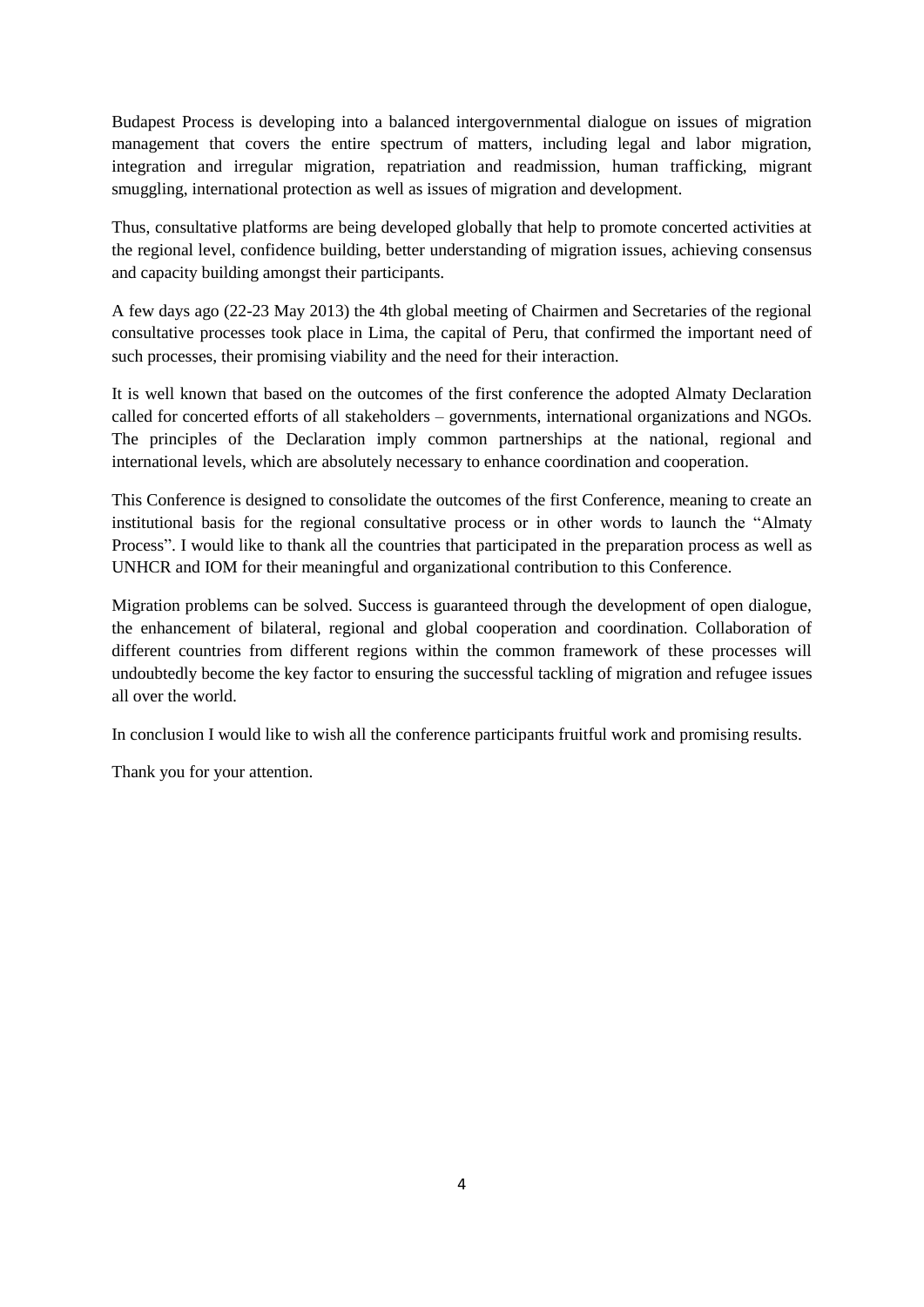Budapest Process is developing into a balanced intergovernmental dialogue on issues of migration management that covers the entire spectrum of matters, including legal and labor migration, integration and irregular migration, repatriation and readmission, human trafficking, migrant smuggling, international protection as well as issues of migration and development.

Thus, consultative platforms are being developed globally that help to promote concerted activities at the regional level, confidence building, better understanding of migration issues, achieving consensus and capacity building amongst their participants.

A few days ago (22-23 May 2013) the 4th global meeting of Chairmen and Secretaries of the regional consultative processes took place in Lima, the capital of Peru, that confirmed the important need of such processes, their promising viability and the need for their interaction.

It is well known that based on the outcomes of the first conference the adopted Almaty Declaration called for concerted efforts of all stakeholders – governments, international organizations and NGOs. The principles of the Declaration imply common partnerships at the national, regional and international levels, which are absolutely necessary to enhance coordination and cooperation.

This Conference is designed to consolidate the outcomes of the first Conference, meaning to create an institutional basis for the regional consultative process or in other words to launch the "Almaty Process". I would like to thank all the countries that participated in the preparation process as well as UNHCR and IOM for their meaningful and organizational contribution to this Conference.

Migration problems can be solved. Success is guaranteed through the development of open dialogue, the enhancement of bilateral, regional and global cooperation and coordination. Collaboration of different countries from different regions within the common framework of these processes will undoubtedly become the key factor to ensuring the successful tackling of migration and refugee issues all over the world.

In conclusion I would like to wish all the conference participants fruitful work and promising results.

Thank you for your attention.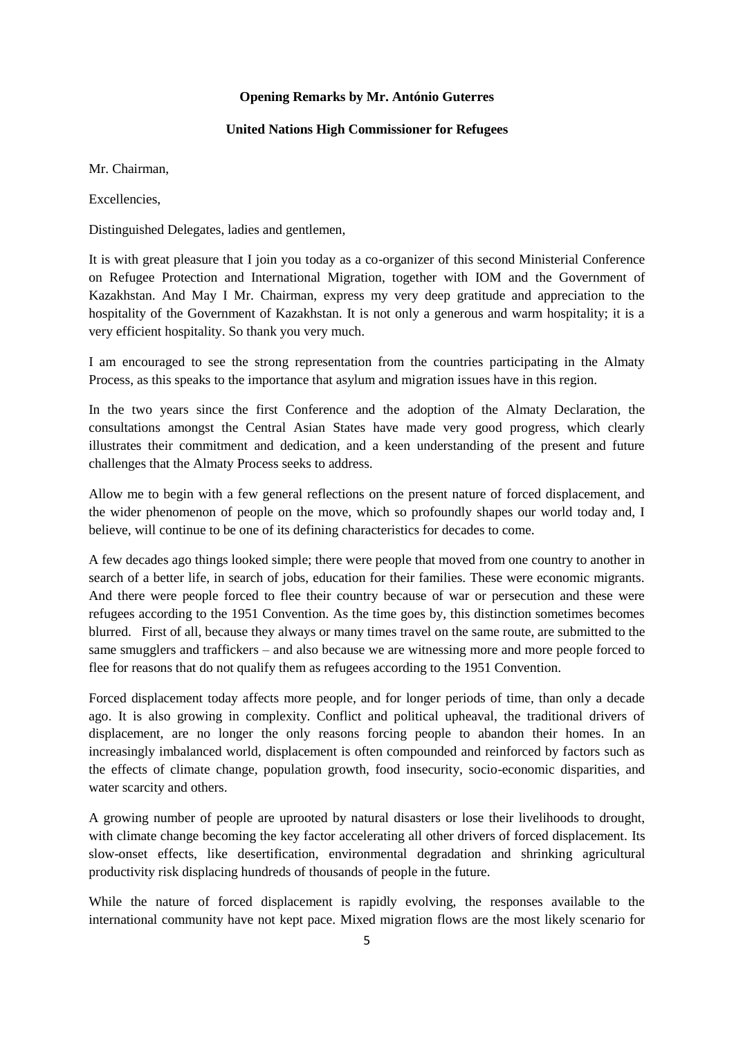**Opening Remarks by Mr. António Guterres**

**United Nations High Commissioner for Refugees**

Mr. Chairman,

Excellencies,

Distinguished Delegates, ladies and gentlemen,

It is with great pleasure that I join you today as a co-organizer of this second Ministerial Conference on Refugee Protection and International Migration, together with IOM and the Government of Kazakhstan. And May I Mr. Chairman, express my very deep gratitude and appreciation to the hospitality of the Government of Kazakhstan. It is not only a generous and warm hospitality; it is a very efficient hospitality. So thank you very much.

I am encouraged to see the strong representation from the countries participating in the Almaty Process, as this speaks to the importance that asylum and migration issues have in this region.

In the two years since the first Conference and the adoption of the Almaty Declaration, the consultations amongst the Central Asian States have made very good progress, which clearly illustrates their commitment and dedication, and a keen understanding of the present and future challenges that the Almaty Process seeks to address.

Allow me to begin with a few general reflections on the present nature of forced displacement, and the wider phenomenon of people on the move, which so profoundly shapes our world today and, I believe, will continue to be one of its defining characteristics for decades to come.

A few decades ago things looked simple; there were people that moved from one country to another in search of a better life, in search of jobs, education for their families. These were economic migrants. And there were people forced to flee their country because of war or persecution and these were refugees according to the 1951 Convention. As the time goes by, this distinction sometimes becomes blurred. First of all, because they always or many times travel on the same route, are submitted to the same smugglers and traffickers – and also because we are witnessing more and more people forced to flee for reasons that do not qualify them as refugees according to the 1951 Convention.

Forced displacement today affects more people, and for longer periods of time, than only a decade ago. It is also growing in complexity. Conflict and political upheaval, the traditional drivers of displacement, are no longer the only reasons forcing people to abandon their homes. In an increasingly imbalanced world, displacement is often compounded and reinforced by factors such as the effects of climate change, population growth, food insecurity, socio-economic disparities, and water scarcity and others.

A growing number of people are uprooted by natural disasters or lose their livelihoods to drought, with climate change becoming the key factor accelerating all other drivers of forced displacement. Its slow-onset effects, like desertification, environmental degradation and shrinking agricultural productivity risk displacing hundreds of thousands of people in the future.

While the nature of forced displacement is rapidly evolving, the responses available to the international community have not kept pace. Mixed migration flows are the most likely scenario for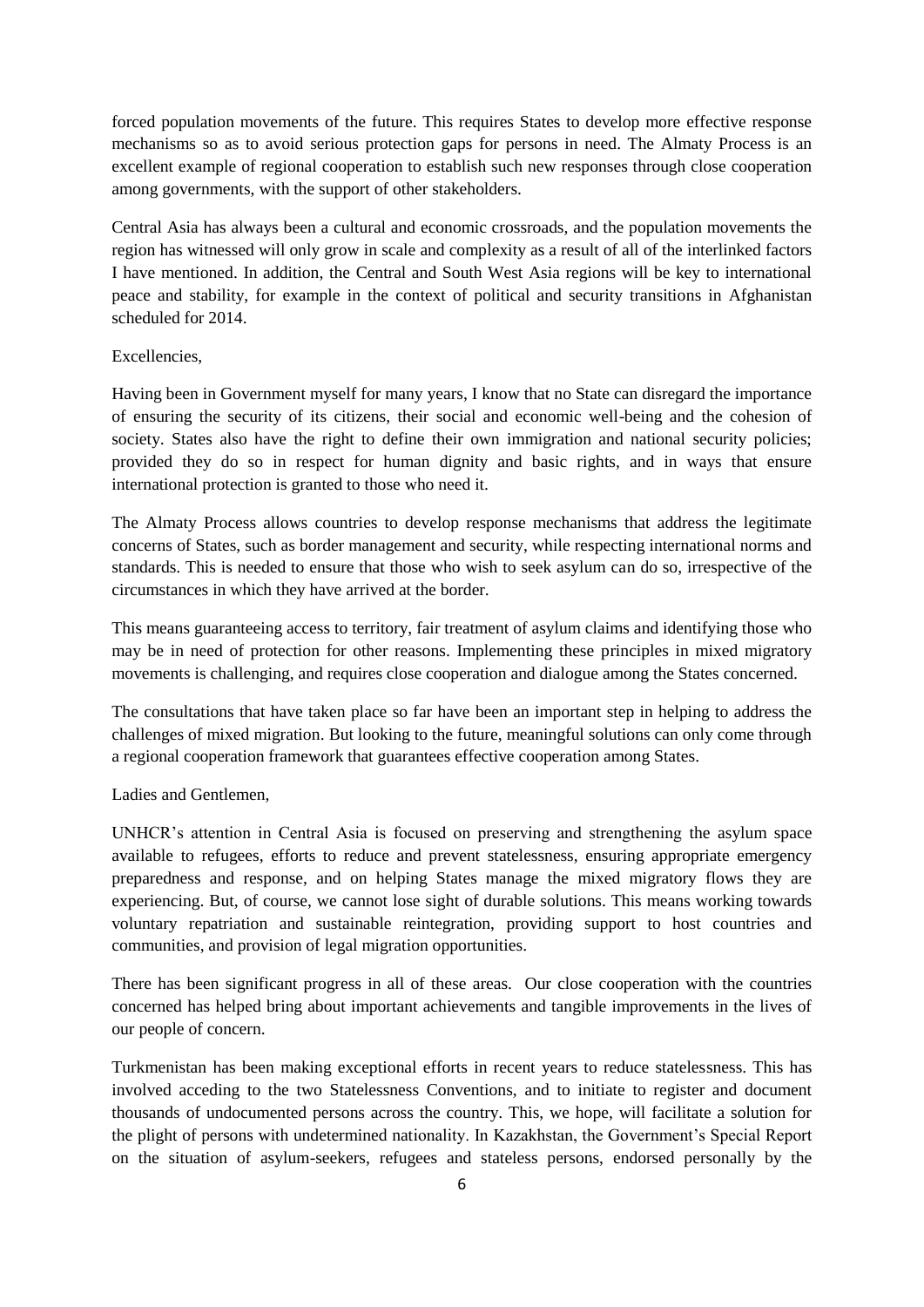forced population movements of the future. This requires States to develop more effective response mechanisms so as to avoid serious protection gaps for persons in need. The Almaty Process is an excellent example of regional cooperation to establish such new responses through close cooperation among governments, with the support of other stakeholders.

Central Asia has always been a cultural and economic crossroads, and the population movements the region has witnessed will only grow in scale and complexity as a result of all of the interlinked factors I have mentioned. In addition, the Central and South West Asia regions will be key to international peace and stability, for example in the context of political and security transitions in Afghanistan scheduled for 2014.

Excellencies,

Having been in Government myself for many years, I know that no State can disregard the importance of ensuring the security of its citizens, their social and economic well-being and the cohesion of society. States also have the right to define their own immigration and national security policies; provided they do so in respect for human dignity and basic rights, and in ways that ensure international protection is granted to those who need it.

The Almaty Process allows countries to develop response mechanisms that address the legitimate concerns of States, such as border management and security, while respecting international norms and standards. This is needed to ensure that those who wish to seek asylum can do so, irrespective of the circumstances in which they have arrived at the border.

This means guaranteeing access to territory, fair treatment of asylum claims and identifying those who may be in need of protection for other reasons. Implementing these principles in mixed migratory movements is challenging, and requires close cooperation and dialogue among the States concerned.

The consultations that have taken place so far have been an important step in helping to address the challenges of mixed migration. But looking to the future, meaningful solutions can only come through a regional cooperation framework that guarantees effective cooperation among States.

Ladies and Gentlemen,

UNHCR's attention in Central Asia is focused on preserving and strengthening the asylum space available to refugees, efforts to reduce and prevent statelessness, ensuring appropriate emergency preparedness and response, and on helping States manage the mixed migratory flows they are experiencing. But, of course, we cannot lose sight of durable solutions. This means working towards voluntary repatriation and sustainable reintegration, providing support to host countries and communities, and provision of legal migration opportunities.

There has been significant progress in all of these areas. Our close cooperation with the countries concerned has helped bring about important achievements and tangible improvements in the lives of our people of concern.

Turkmenistan has been making exceptional efforts in recent years to reduce statelessness. This has involved acceding to the two Statelessness Conventions, and to initiate to register and document thousands of undocumented persons across the country. This, we hope, will facilitate a solution for the plight of persons with undetermined nationality. In Kazakhstan, the Government's Special Report on the situation of asylum-seekers, refugees and stateless persons, endorsed personally by the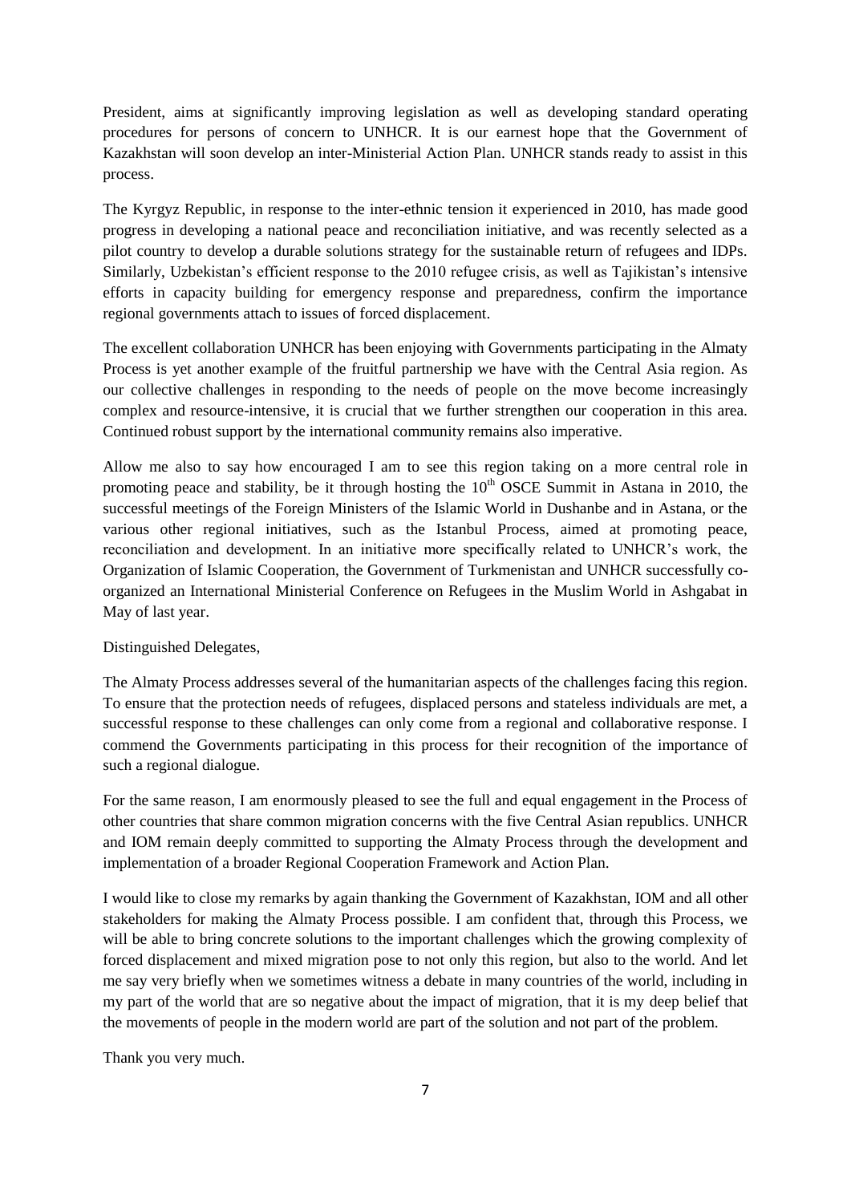President, aims at significantly improving legislation as well as developing standard operating procedures for persons of concern to UNHCR. It is our earnest hope that the Government of Kazakhstan will soon develop an inter-Ministerial Action Plan. UNHCR stands ready to assist in this process.

The Kyrgyz Republic, in response to the inter-ethnic tension it experienced in 2010, has made good progress in developing a national peace and reconciliation initiative, and was recently selected as a pilot country to develop a durable solutions strategy for the sustainable return of refugees and IDPs. Similarly, Uzbekistan's efficient response to the 2010 refugee crisis, as well as Tajikistan's intensive efforts in capacity building for emergency response and preparedness, confirm the importance regional governments attach to issues of forced displacement.

The excellent collaboration UNHCR has been enjoying with Governments participating in the Almaty Process is yet another example of the fruitful partnership we have with the Central Asia region. As our collective challenges in responding to the needs of people on the move become increasingly complex and resource-intensive, it is crucial that we further strengthen our cooperation in this area. Continued robust support by the international community remains also imperative.

Allow me also to say how encouraged I am to see this region taking on a more central role in promoting peace and stability, be it through hosting the 10th OSCE Summit in Astana in 2010, the successful meetings of the Foreign Ministers of the Islamic World in Dushanbe and in Astana, or the various other regional initiatives, such as the Istanbul Process, aimed at promoting peace, reconciliation and development. In an initiative more specifically related to UNHCR's work, the Organization of Islamic Cooperation, the Government of Turkmenistan and UNHCR successfully co-organized an International Ministerial Conference on Refugees in the Muslim World in Ashgabat in May of last year.

Distinguished Delegates,

The Almaty Process addresses several of the humanitarian aspects of the challenges facing this region. To ensure that the protection needs of refugees, displaced persons and stateless individuals are met, a successful response to these challenges can only come from a regional and collaborative response. I commend the Governments participating in this process for their recognition of the importance of such a regional dialogue.

For the same reason, I am enormously pleased to see the full and equal engagement in the Process of other countries that share common migration concerns with the five Central Asian republics. UNHCR and IOM remain deeply committed to supporting the Almaty Process through the development and implementation of a broader Regional Cooperation Framework and Action Plan.

I would like to close my remarks by again thanking the Government of Kazakhstan, IOM and all other stakeholders for making the Almaty Process possible. I am confident that, through this Process, we will be able to bring concrete solutions to the important challenges which the growing complexity of forced displacement and mixed migration pose to not only this region, but also to the world. And let me say very briefly when we sometimes witness a debate in many countries of the world, including in my part of the world that are so negative about the impact of migration, that it is my deep belief that the movements of people in the modern world are part of the solution and not part of the problem.

Thank you very much.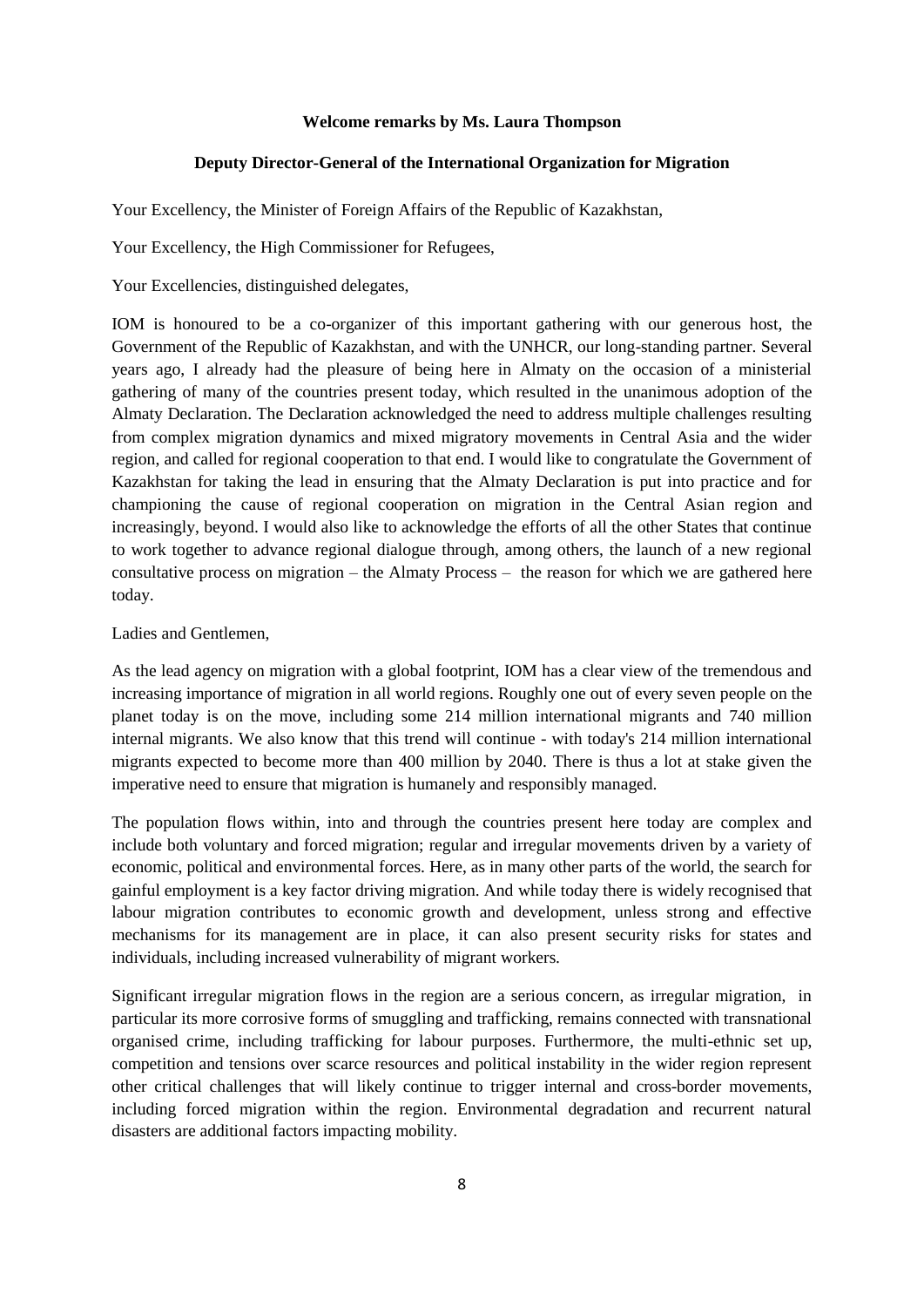**Welcome remarks by Ms. Laura Thompson**

**Deputy Director-General of the International Organization for Migration**

Your Excellency, the Minister of Foreign Affairs of the Republic of Kazakhstan,

Your Excellency, the High Commissioner for Refugees,

Your Excellencies, distinguished delegates,

IOM is honoured to be a co-organizer of this important gathering with our generous host, the Government of the Republic of Kazakhstan, and with the UNHCR, our long-standing partner. Several years ago, I already had the pleasure of being here in Almaty on the occasion of a ministerial gathering of many of the countries present today, which resulted in the unanimous adoption of the Almaty Declaration. The Declaration acknowledged the need to address multiple challenges resulting from complex migration dynamics and mixed migratory movements in Central Asia and the wider region, and called for regional cooperation to that end. I would like to congratulate the Government of Kazakhstan for taking the lead in ensuring that the Almaty Declaration is put into practice and for championing the cause of regional cooperation on migration in the Central Asian region and increasingly, beyond. I would also like to acknowledge the efforts of all the other States that continue to work together to advance regional dialogue through, among others, the launch of a new regional consultative process on migration – the Almaty Process – the reason for which we are gathered here today.

Ladies and Gentlemen,

As the lead agency on migration with a global footprint, IOM has a clear view of the tremendous and increasing importance of migration in all world regions. Roughly one out of every seven people on the planet today is on the move, including some 214 million international migrants and 740 million internal migrants. We also know that this trend will continue - with today's 214 million international migrants expected to become more than 400 million by 2040. There is thus a lot at stake given the imperative need to ensure that migration is humanely and responsibly managed.

The population flows within, into and through the countries present here today are complex and include both voluntary and forced migration; regular and irregular movements driven by a variety of economic, political and environmental forces. Here, as in many other parts of the world, the search for gainful employment is a key factor driving migration. And while today there is widely recognised that labour migration contributes to economic growth and development, unless strong and effective mechanisms for its management are in place, it can also present security risks for states and individuals, including increased vulnerability of migrant workers.

Significant irregular migration flows in the region are a serious concern, as irregular migration, in particular its more corrosive forms of smuggling and trafficking, remains connected with transnational organised crime, including trafficking for labour purposes. Furthermore, the multi-ethnic set up, competition and tensions over scarce resources and political instability in the wider region represent other critical challenges that will likely continue to trigger internal and cross-border movements, including forced migration within the region. Environmental degradation and recurrent natural disasters are additional factors impacting mobility.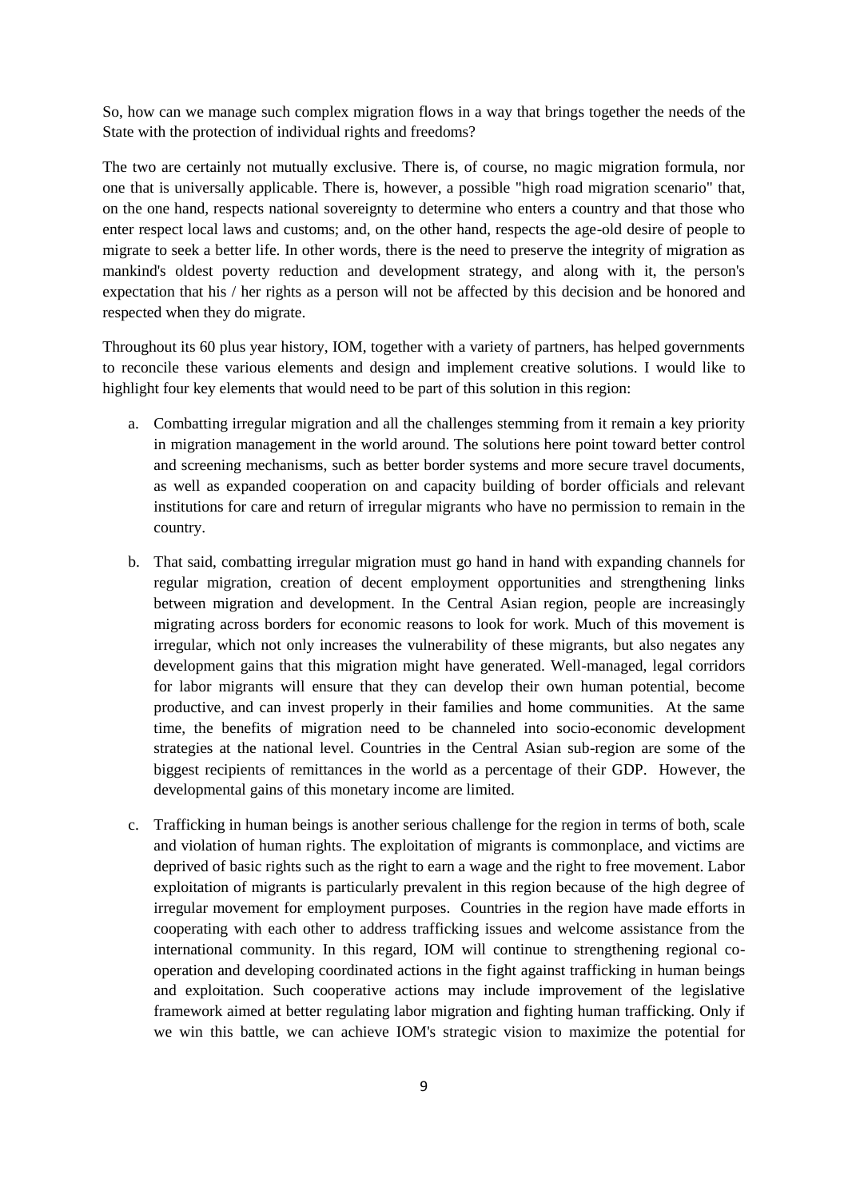So, how can we manage such complex migration flows in a way that brings together the needs of the State with the protection of individual rights and freedoms?

The two are certainly not mutually exclusive. There is, of course, no magic migration formula, nor one that is universally applicable. There is, however, a possible "high road migration scenario" that, on the one hand, respects national sovereignty to determine who enters a country and that those who enter respect local laws and customs; and, on the other hand, respects the age-old desire of people to migrate to seek a better life. In other words, there is the need to preserve the integrity of migration as mankind's oldest poverty reduction and development strategy, and along with it, the person's expectation that his / her rights as a person will not be affected by this decision and be honored and respected when they do migrate.

Throughout its 60 plus year history, IOM, together with a variety of partners, has helped governments to reconcile these various elements and design and implement creative solutions. I would like to highlight four key elements that would need to be part of this solution in this region:

a. Combatting irregular migration and all the challenges stemming from it remain a key priority in migration management in the world around. The solutions here point toward better control and screening mechanisms, such as better border systems and more secure travel documents, as well as expanded cooperation on and capacity building of border officials and relevant institutions for care and return of irregular migrants who have no permission to remain in the country.

b. That said, combatting irregular migration must go hand in hand with expanding channels for regular migration, creation of decent employment opportunities and strengthening links between migration and development. In the Central Asian region, people are increasingly migrating across borders for economic reasons to look for work. Much of this movement is irregular, which not only increases the vulnerability of these migrants, but also negates any development gains that this migration might have generated. Well-managed, legal corridors for labor migrants will ensure that they can develop their own human potential, become productive, and can invest properly in their families and home communities. At the same time, the benefits of migration need to be channeled into socio-economic development strategies at the national level. Countries in the Central Asian sub-region are some of the biggest recipients of remittances in the world as a percentage of their GDP. However, the developmental gains of this monetary income are limited.

c. Trafficking in human beings is another serious challenge for the region in terms of both, scale and violation of human rights. The exploitation of migrants is commonplace, and victims are deprived of basic rights such as the right to earn a wage and the right to free movement. Labor exploitation of migrants is particularly prevalent in this region because of the high degree of irregular movement for employment purposes. Countries in the region have made efforts in cooperating with each other to address trafficking issues and welcome assistance from the international community. In this regard, IOM will continue to strengthening regional co-operation and developing coordinated actions in the fight against trafficking in human beings and exploitation. Such cooperative actions may include improvement of the legislative framework aimed at better regulating labor migration and fighting human trafficking. Only if we win this battle, we can achieve IOM's strategic vision to maximize the potential for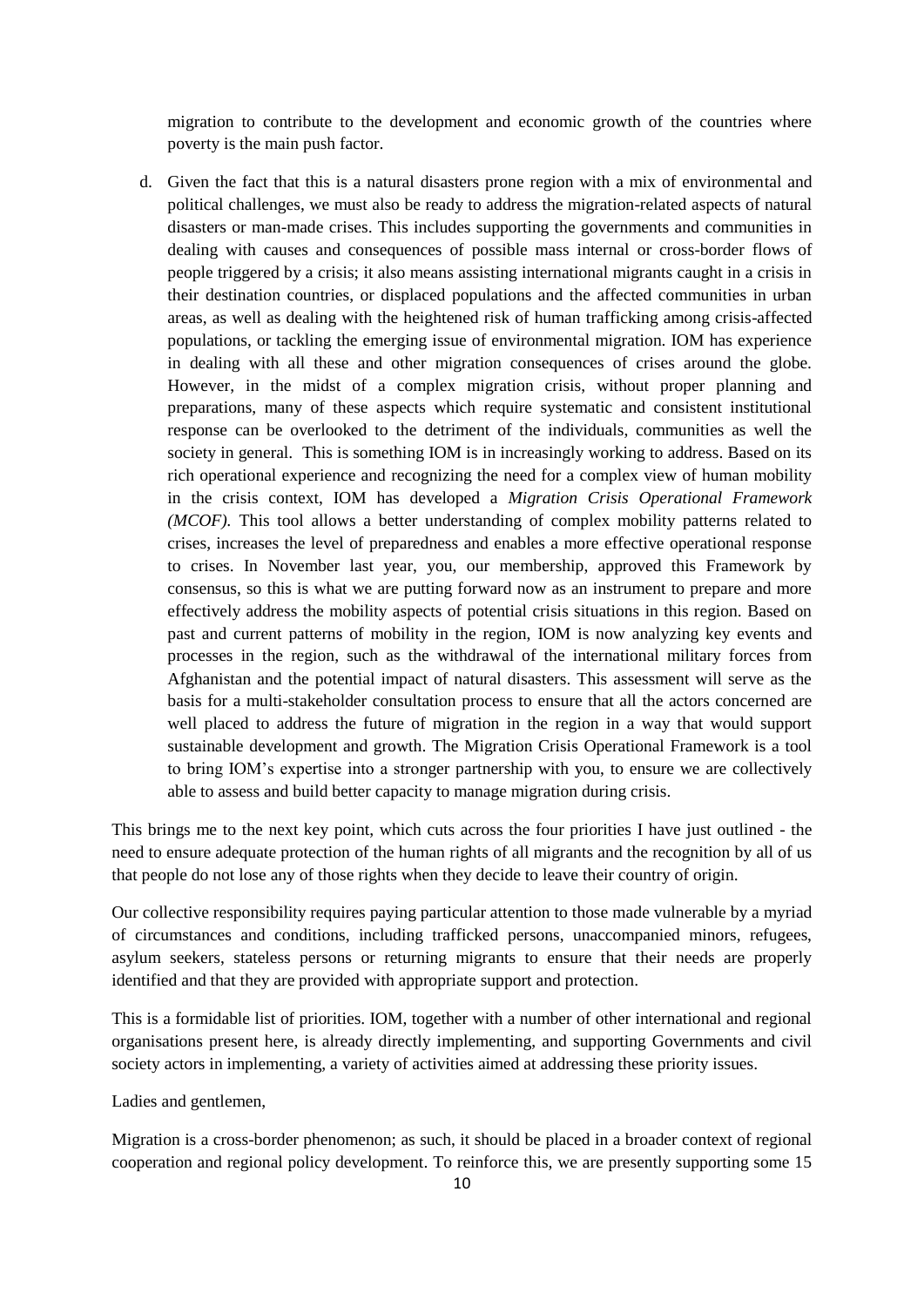migration to contribute to the development and economic growth of the countries where poverty is the main push factor.

d. Given the fact that this is a natural disasters prone region with a mix of environmental and political challenges, we must also be ready to address the migration-related aspects of natural disasters or man-made crises. This includes supporting the governments and communities in dealing with causes and consequences of possible mass internal or cross-border flows of people triggered by a crisis; it also means assisting international migrants caught in a crisis in their destination countries, or displaced populations and the affected communities in urban areas, as well as dealing with the heightened risk of human trafficking among crisis-affected populations, or tackling the emerging issue of environmental migration. IOM has experience in dealing with all these and other migration consequences of crises around the globe. However, in the midst of a complex migration crisis, without proper planning and preparations, many of these aspects which require systematic and consistent institutional response can be overlooked to the detriment of the individuals, communities as well the society in general. This is something IOM is in increasingly working to address. Based on its rich operational experience and recognizing the need for a complex view of human mobility in the crisis context, IOM has developed a *Migration Crisis Operational Framework (MCOF).* This tool allows a better understanding of complex mobility patterns related to crises, increases the level of preparedness and enables a more effective operational response to crises. In November last year, you, our membership, approved this Framework by consensus, so this is what we are putting forward now as an instrument to prepare and more effectively address the mobility aspects of potential crisis situations in this region. Based on past and current patterns of mobility in the region, IOM is now analyzing key events and processes in the region, such as the withdrawal of the international military forces from Afghanistan and the potential impact of natural disasters. This assessment will serve as the basis for a multi-stakeholder consultation process to ensure that all the actors concerned are well placed to address the future of migration in the region in a way that would support sustainable development and growth. The Migration Crisis Operational Framework is a tool to bring IOM's expertise into a stronger partnership with you, to ensure we are collectively able to assess and build better capacity to manage migration during crisis.

This brings me to the next key point, which cuts across the four priorities I have just outlined - the need to ensure adequate protection of the human rights of all migrants and the recognition by all of us that people do not lose any of those rights when they decide to leave their country of origin.

Our collective responsibility requires paying particular attention to those made vulnerable by a myriad of circumstances and conditions, including trafficked persons, unaccompanied minors, refugees, asylum seekers, stateless persons or returning migrants to ensure that their needs are properly identified and that they are provided with appropriate support and protection.

This is a formidable list of priorities. IOM, together with a number of other international and regional organisations present here, is already directly implementing, and supporting Governments and civil society actors in implementing, a variety of activities aimed at addressing these priority issues.

Ladies and gentlemen,

Migration is a cross-border phenomenon; as such, it should be placed in a broader context of regional cooperation and regional policy development. To reinforce this, we are presently supporting some 15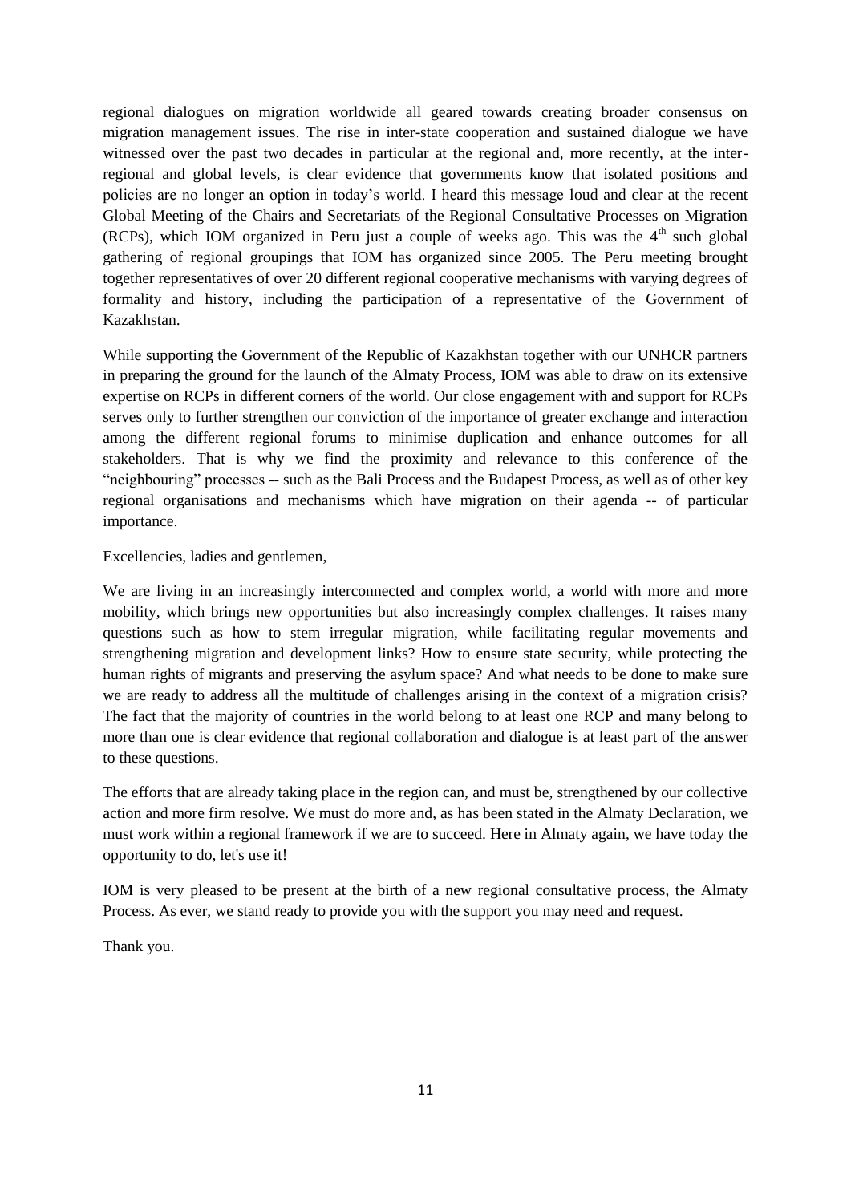regional dialogues on migration worldwide all geared towards creating broader consensus on migration management issues. The rise in inter-state cooperation and sustained dialogue we have witnessed over the past two decades in particular at the regional and, more recently, at the inter-regional and global levels, is clear evidence that governments know that isolated positions and policies are no longer an option in today's world. I heard this message loud and clear at the recent Global Meeting of the Chairs and Secretariats of the Regional Consultative Processes on Migration (RCPs), which IOM organized in Peru just a couple of weeks ago. This was the 4th such global gathering of regional groupings that IOM has organized since 2005. The Peru meeting brought together representatives of over 20 different regional cooperative mechanisms with varying degrees of formality and history, including the participation of a representative of the Government of Kazakhstan.

While supporting the Government of the Republic of Kazakhstan together with our UNHCR partners in preparing the ground for the launch of the Almaty Process, IOM was able to draw on its extensive expertise on RCPs in different corners of the world. Our close engagement with and support for RCPs serves only to further strengthen our conviction of the importance of greater exchange and interaction among the different regional forums to minimise duplication and enhance outcomes for all stakeholders. That is why we find the proximity and relevance to this conference of the "neighbouring" processes -- such as the Bali Process and the Budapest Process, as well as of other key regional organisations and mechanisms which have migration on their agenda -- of particular importance.

Excellencies, ladies and gentlemen,

We are living in an increasingly interconnected and complex world, a world with more and more mobility, which brings new opportunities but also increasingly complex challenges. It raises many questions such as how to stem irregular migration, while facilitating regular movements and strengthening migration and development links? How to ensure state security, while protecting the human rights of migrants and preserving the asylum space? And what needs to be done to make sure we are ready to address all the multitude of challenges arising in the context of a migration crisis? The fact that the majority of countries in the world belong to at least one RCP and many belong to more than one is clear evidence that regional collaboration and dialogue is at least part of the answer to these questions.

The efforts that are already taking place in the region can, and must be, strengthened by our collective action and more firm resolve. We must do more and, as has been stated in the Almaty Declaration, we must work within a regional framework if we are to succeed. Here in Almaty again, we have today the opportunity to do, let's use it!

IOM is very pleased to be present at the birth of a new regional consultative process, the Almaty Process. As ever, we stand ready to provide you with the support you may need and request.

Thank you.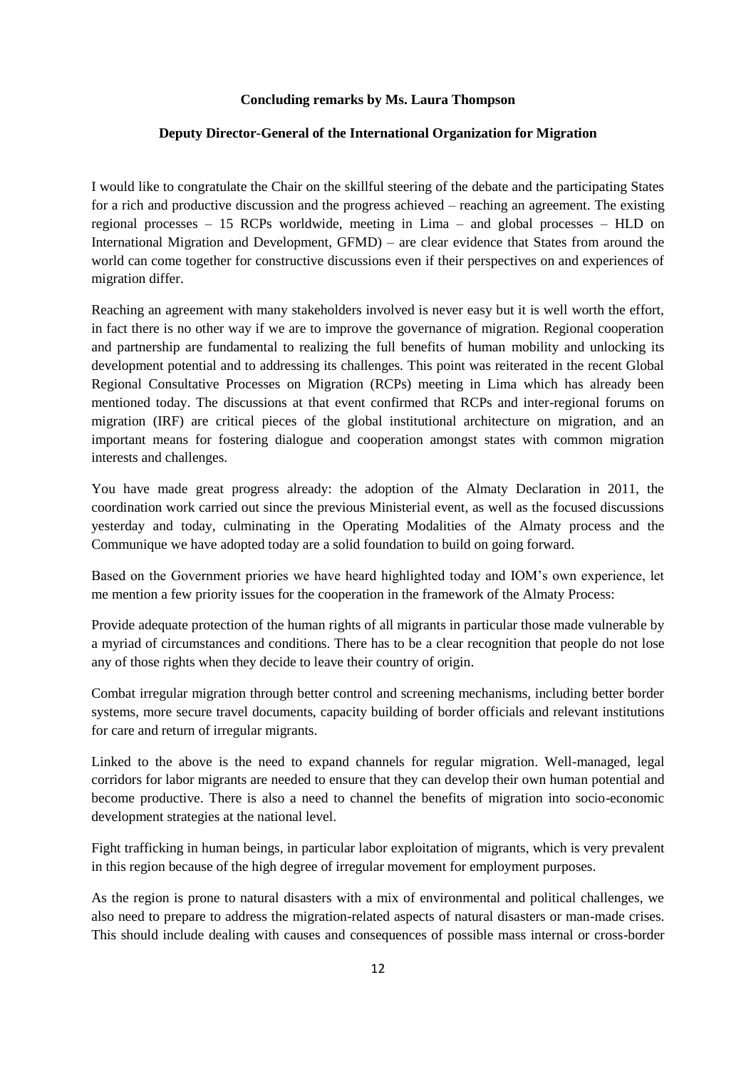**Concluding remarks by Ms. Laura Thompson**

**Deputy Director-General of the International Organization for Migration**

I would like to congratulate the Chair on the skillful steering of the debate and the participating States for a rich and productive discussion and the progress achieved – reaching an agreement. The existing regional processes – 15 RCPs worldwide, meeting in Lima – and global processes – HLD on International Migration and Development, GFMD) – are clear evidence that States from around the world can come together for constructive discussions even if their perspectives on and experiences of migration differ.

Reaching an agreement with many stakeholders involved is never easy but it is well worth the effort, in fact there is no other way if we are to improve the governance of migration. Regional cooperation and partnership are fundamental to realizing the full benefits of human mobility and unlocking its development potential and to addressing its challenges. This point was reiterated in the recent Global Regional Consultative Processes on Migration (RCPs) meeting in Lima which has already been mentioned today. The discussions at that event confirmed that RCPs and inter-regional forums on migration (IRF) are critical pieces of the global institutional architecture on migration, and an important means for fostering dialogue and cooperation amongst states with common migration interests and challenges.

You have made great progress already: the adoption of the Almaty Declaration in 2011, the coordination work carried out since the previous Ministerial event, as well as the focused discussions yesterday and today, culminating in the Operating Modalities of the Almaty process and the Communique we have adopted today are a solid foundation to build on going forward.

Based on the Government priories we have heard highlighted today and IOM's own experience, let me mention a few priority issues for the cooperation in the framework of the Almaty Process:

Provide adequate protection of the human rights of all migrants in particular those made vulnerable by a myriad of circumstances and conditions. There has to be a clear recognition that people do not lose any of those rights when they decide to leave their country of origin.

Combat irregular migration through better control and screening mechanisms, including better border systems, more secure travel documents, capacity building of border officials and relevant institutions for care and return of irregular migrants.

Linked to the above is the need to expand channels for regular migration. Well-managed, legal corridors for labor migrants are needed to ensure that they can develop their own human potential and become productive. There is also a need to channel the benefits of migration into socio-economic development strategies at the national level.

Fight trafficking in human beings, in particular labor exploitation of migrants, which is very prevalent in this region because of the high degree of irregular movement for employment purposes.

As the region is prone to natural disasters with a mix of environmental and political challenges, we also need to prepare to address the migration-related aspects of natural disasters or man-made crises. This should include dealing with causes and consequences of possible mass internal or cross-border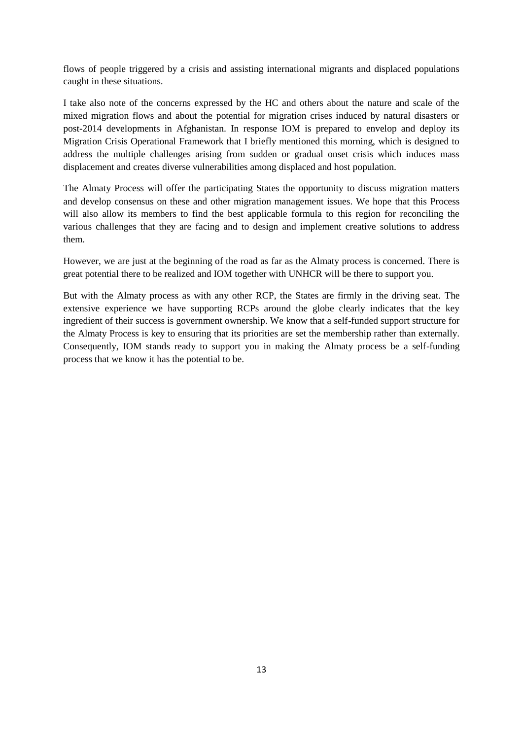flows of people triggered by a crisis and assisting international migrants and displaced populations caught in these situations.

I take also note of the concerns expressed by the HC and others about the nature and scale of the mixed migration flows and about the potential for migration crises induced by natural disasters or post-2014 developments in Afghanistan. In response IOM is prepared to envelop and deploy its Migration Crisis Operational Framework that I briefly mentioned this morning, which is designed to address the multiple challenges arising from sudden or gradual onset crisis which induces mass displacement and creates diverse vulnerabilities among displaced and host population.

The Almaty Process will offer the participating States the opportunity to discuss migration matters and develop consensus on these and other migration management issues. We hope that this Process will also allow its members to find the best applicable formula to this region for reconciling the various challenges that they are facing and to design and implement creative solutions to address them.

However, we are just at the beginning of the road as far as the Almaty process is concerned. There is great potential there to be realized and IOM together with UNHCR will be there to support you.

But with the Almaty process as with any other RCP, the States are firmly in the driving seat. The extensive experience we have supporting RCPs around the globe clearly indicates that the key ingredient of their success is government ownership. We know that a self-funded support structure for the Almaty Process is key to ensuring that its priorities are set the membership rather than externally. Consequently, IOM stands ready to support you in making the Almaty process be a self-funding process that we know it has the potential to be.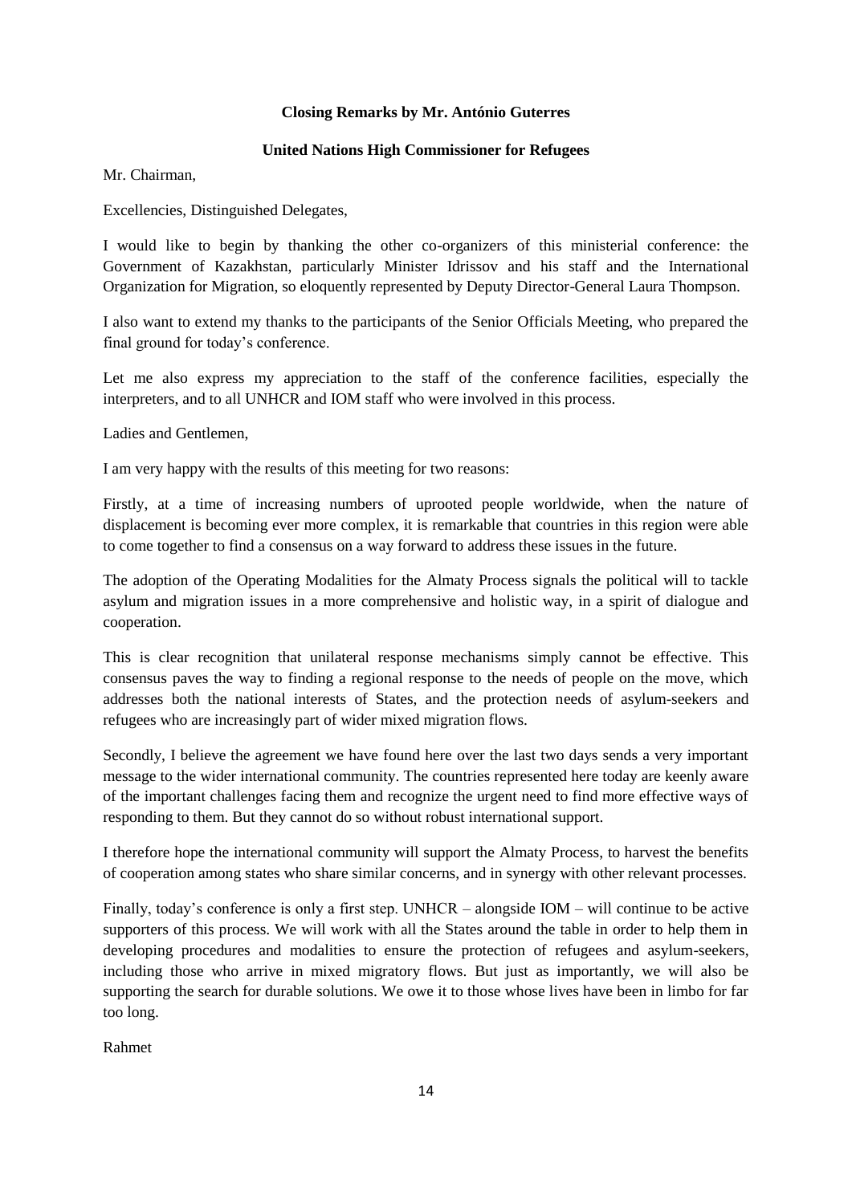**Closing Remarks by Mr. António Guterres**

**United Nations High Commissioner for Refugees**

Mr. Chairman,

Excellencies, Distinguished Delegates,

I would like to begin by thanking the other co-organizers of this ministerial conference: the Government of Kazakhstan, particularly Minister Idrissov and his staff and the International Organization for Migration, so eloquently represented by Deputy Director-General Laura Thompson.

I also want to extend my thanks to the participants of the Senior Officials Meeting, who prepared the final ground for today's conference.

Let me also express my appreciation to the staff of the conference facilities, especially the interpreters, and to all UNHCR and IOM staff who were involved in this process.

Ladies and Gentlemen,

I am very happy with the results of this meeting for two reasons:

Firstly, at a time of increasing numbers of uprooted people worldwide, when the nature of displacement is becoming ever more complex, it is remarkable that countries in this region were able to come together to find a consensus on a way forward to address these issues in the future.

The adoption of the Operating Modalities for the Almaty Process signals the political will to tackle asylum and migration issues in a more comprehensive and holistic way, in a spirit of dialogue and cooperation.

This is clear recognition that unilateral response mechanisms simply cannot be effective. This consensus paves the way to finding a regional response to the needs of people on the move, which addresses both the national interests of States, and the protection needs of asylum-seekers and refugees who are increasingly part of wider mixed migration flows.

Secondly, I believe the agreement we have found here over the last two days sends a very important message to the wider international community. The countries represented here today are keenly aware of the important challenges facing them and recognize the urgent need to find more effective ways of responding to them. But they cannot do so without robust international support.

I therefore hope the international community will support the Almaty Process, to harvest the benefits of cooperation among states who share similar concerns, and in synergy with other relevant processes.

Finally, today's conference is only a first step. UNHCR – alongside IOM – will continue to be active supporters of this process. We will work with all the States around the table in order to help them in developing procedures and modalities to ensure the protection of refugees and asylum-seekers, including those who arrive in mixed migratory flows. But just as importantly, we will also be supporting the search for durable solutions. We owe it to those whose lives have been in limbo for far too long.

Rahmet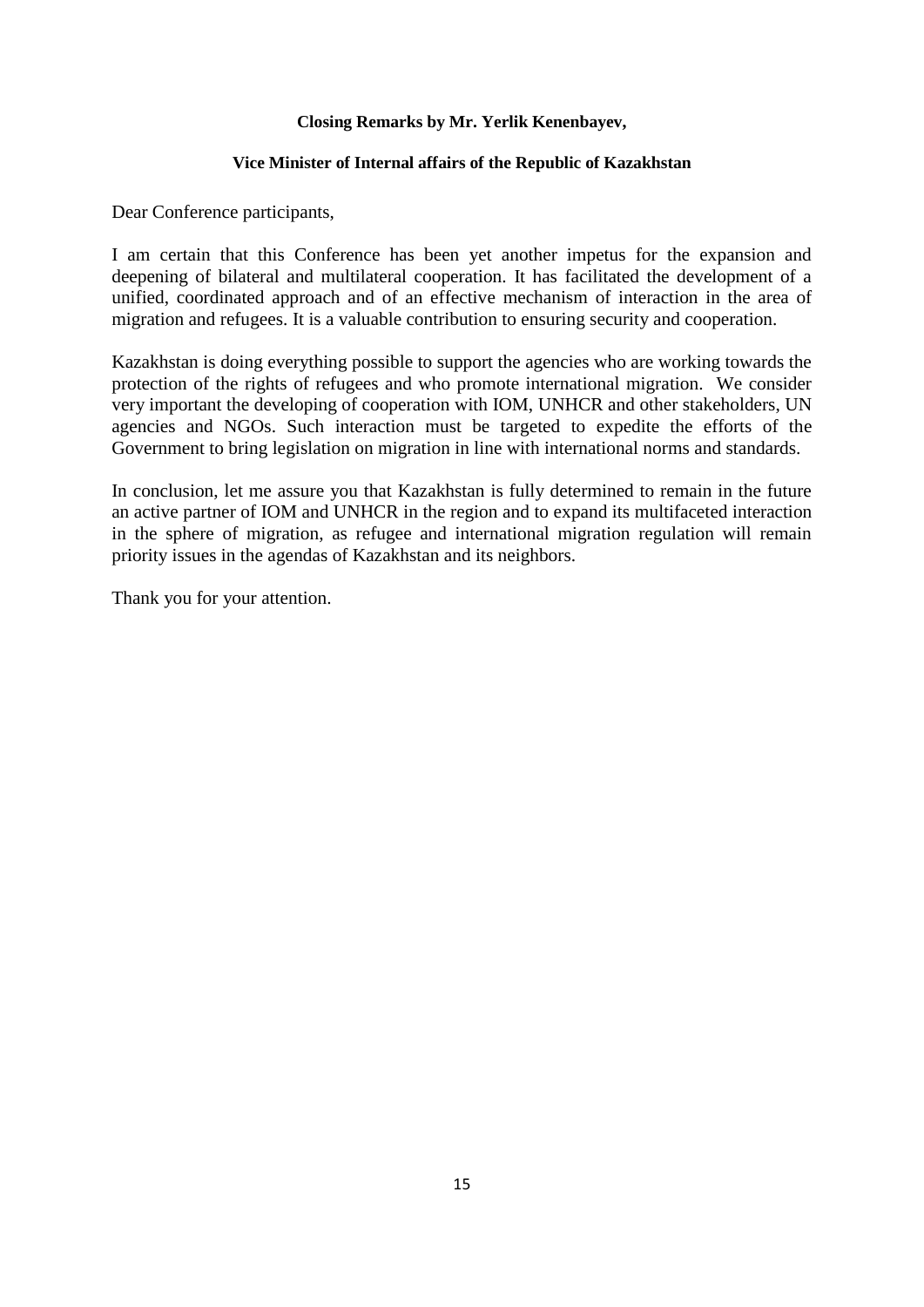**Closing Remarks by Mr. Yerlik Kenenbayev,**

**Vice Minister of Internal affairs of the Republic of Kazakhstan**

Dear Conference participants,

I am certain that this Conference has been yet another impetus for the expansion and deepening of bilateral and multilateral cooperation. It has facilitated the development of a unified, coordinated approach and of an effective mechanism of interaction in the area of migration and refugees. It is a valuable contribution to ensuring security and cooperation.

Kazakhstan is doing everything possible to support the agencies who are working towards the protection of the rights of refugees and who promote international migration. We consider very important the developing of cooperation with IOM, UNHCR and other stakeholders, UN agencies and NGOs. Such interaction must be targeted to expedite the efforts of the Government to bring legislation on migration in line with international norms and standards.

In conclusion, let me assure you that Kazakhstan is fully determined to remain in the future an active partner of IOM and UNHCR in the region and to expand its multifaceted interaction in the sphere of migration, as refugee and international migration regulation will remain priority issues in the agendas of Kazakhstan and its neighbors.

Thank you for your attention.